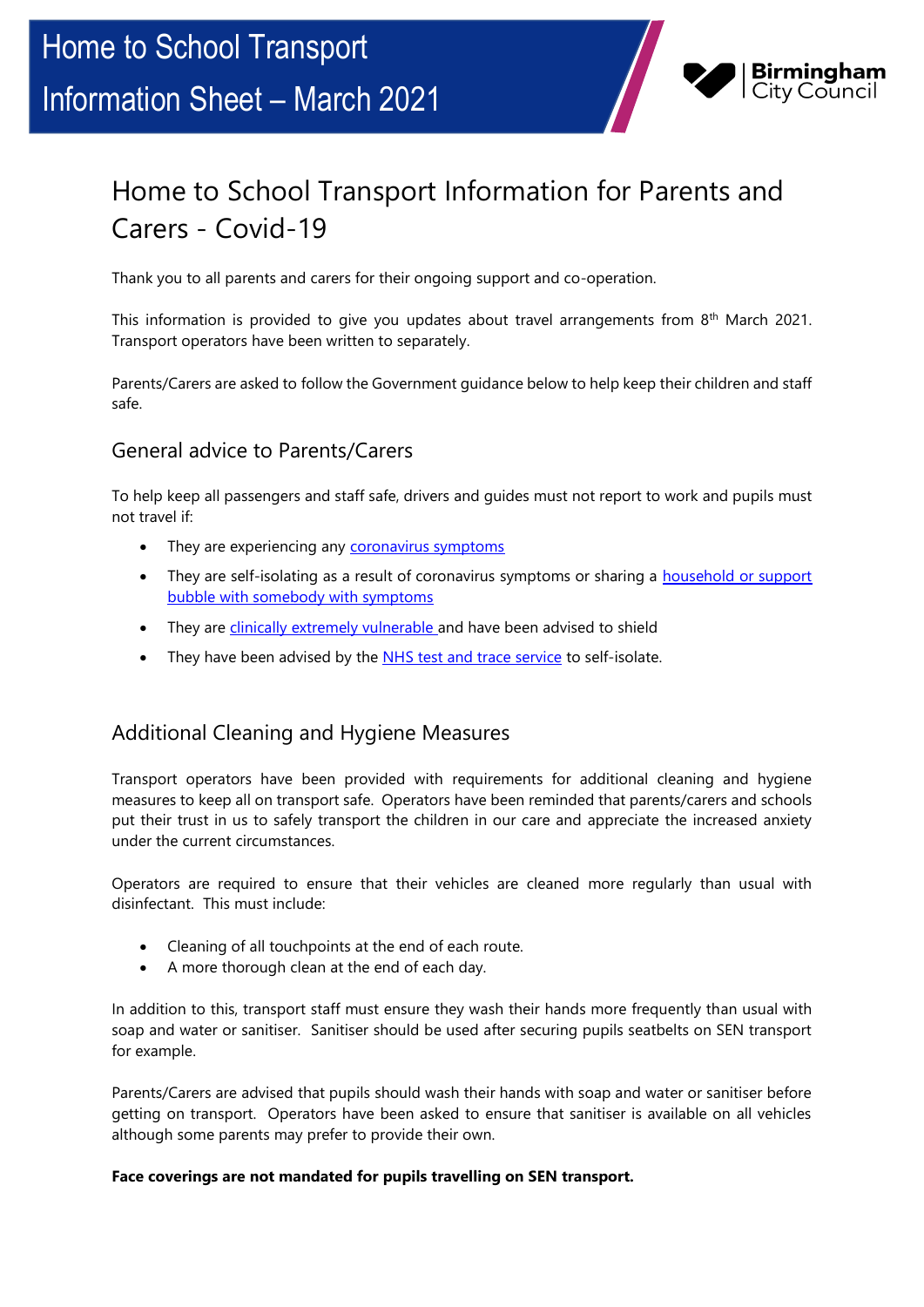# Home to School Transport Information Sheet – March 2021

Birmingham City Council

## Home to School Transport Information for Parents and Carers - Covid-19

Thank you to all parents and carers for their ongoing support and co-operation.

This information is provided to give you updates about travel arrangements from 8th March 2021. Transport operators have been written to separately.

Parents/Carers are asked to follow the Government guidance below to help keep their children and staff safe.

### General advice to Parents/Carers

To help keep all passengers and staff safe, drivers and guides must not report to work and pupils must not travel if:

- They are experiencing any coronavirus symptoms
- They are self-isolating as a result of coronavirus symptoms or sharing a household or support bubble with somebody with symptoms
- They are clinically extremely vulnerable and have been advised to shield
- They have been advised by the NHS test and trace service to self-isolate.

### Additional Cleaning and Hygiene Measures

Transport operators have been provided with requirements for additional cleaning and hygiene measures to keep all on transport safe. Operators have been reminded that parents/carers and schools put their trust in us to safely transport the children in our care and appreciate the increased anxiety under the current circumstances.

Operators are required to ensure that their vehicles are cleaned more regularly than usual with disinfectant. This must include:

- Cleaning of all touchpoints at the end of each route.
- A more thorough clean at the end of each day.

In addition to this, transport staff must ensure they wash their hands more frequently than usual with soap and water or sanitiser. Sanitiser should be used after securing pupils seatbelts on SEN transport for example.

Parents/Carers are advised that pupils should wash their hands with soap and water or sanitiser before getting on transport. Operators have been asked to ensure that sanitiser is available on all vehicles although some parents may prefer to provide their own.

**Face coverings are not mandated for pupils travelling on SEN transport.**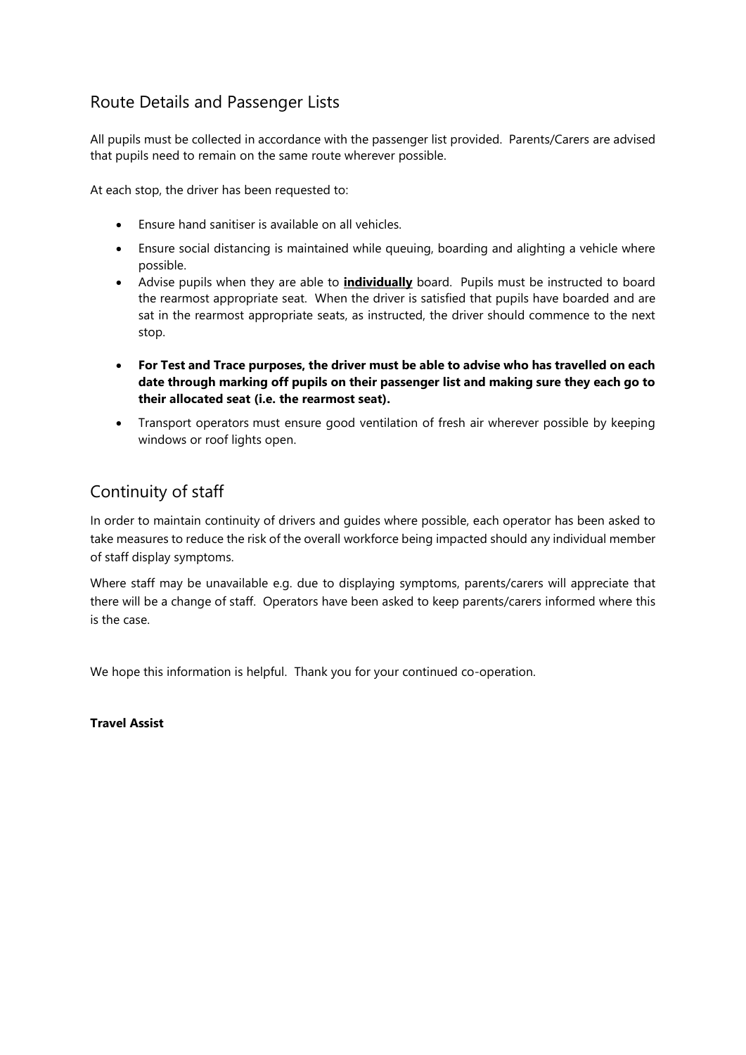## Route Details and Passenger Lists

All pupils must be collected in accordance with the passenger list provided. Parents/Carers are advised that pupils need to remain on the same route wherever possible.

At each stop, the driver has been requested to:

- Ensure hand sanitiser is available on all vehicles.
- Ensure social distancing is maintained while queuing, boarding and alighting a vehicle where possible.
- Advise pupils when they are able to ***individually*** board. Pupils must be instructed to board the rearmost appropriate seat. When the driver is satisfied that pupils have boarded and are sat in the rearmost appropriate seats, as instructed, the driver should commence to the next stop.
- **For Test and Trace purposes, the driver must be able to advise who has travelled on each date through marking off pupils on their passenger list and making sure they each go to their allocated seat (i.e. the rearmost seat).**
- Transport operators must ensure good ventilation of fresh air wherever possible by keeping windows or roof lights open.

## Continuity of staff

In order to maintain continuity of drivers and guides where possible, each operator has been asked to take measures to reduce the risk of the overall workforce being impacted should any individual member of staff display symptoms.

Where staff may be unavailable e.g. due to displaying symptoms, parents/carers will appreciate that there will be a change of staff. Operators have been asked to keep parents/carers informed where this is the case.

We hope this information is helpful. Thank you for your continued co-operation.

**Travel Assist**